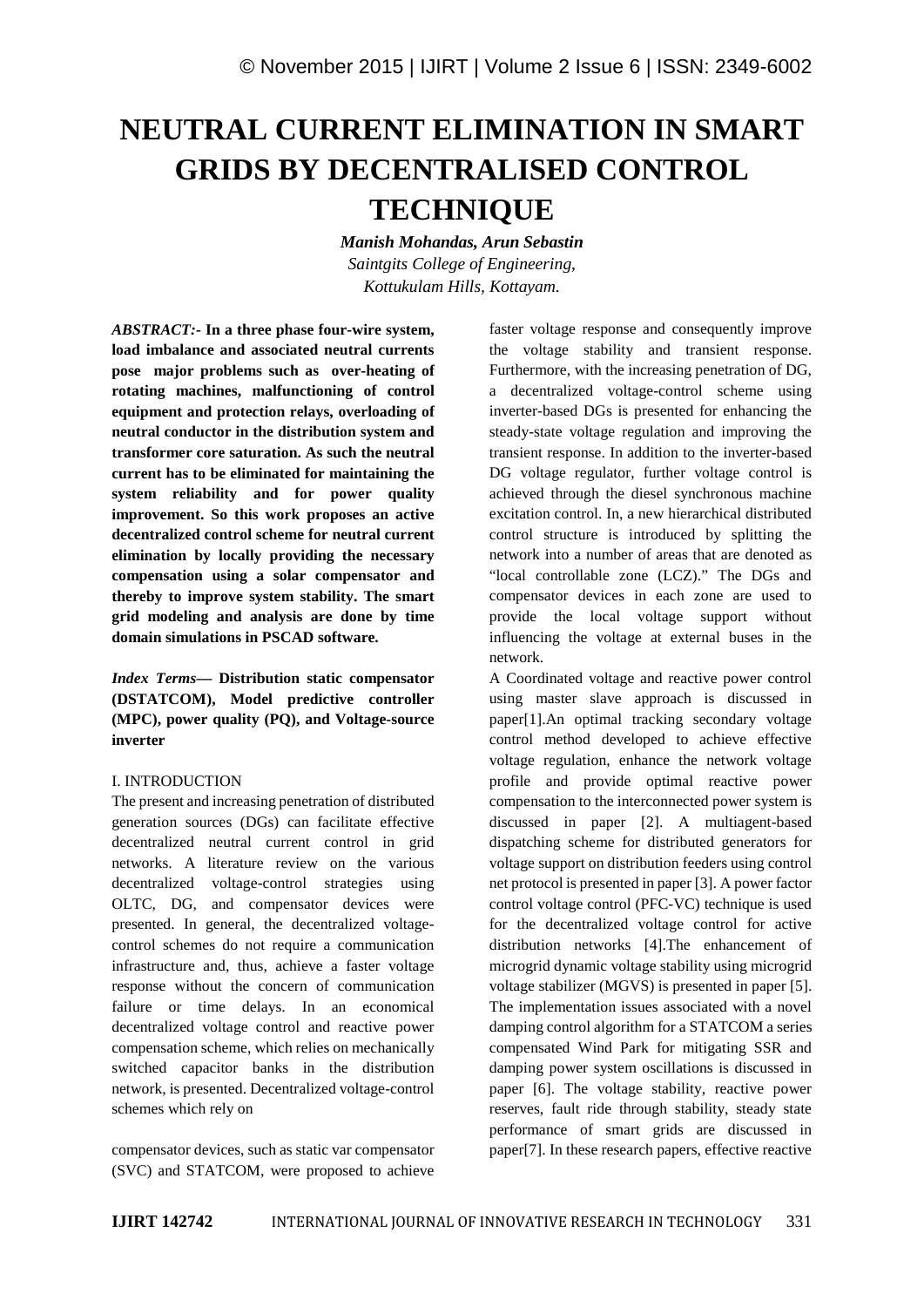# NEUTRAL CURRENT ELIMINATION IN SMART GRIDS BY DECENTRALISED CONTROL TECHNIQUE

***Manish Mohandas, Arun Sebastin***

*Saintgits College of Engineering,*
*Kottukulam Hills, Kottayam.*

***ABSTRACT:-*** **In a three phase four-wire system, load imbalance and associated neutral currents pose major problems such as over-heating of rotating machines, malfunctioning of control equipment and protection relays, overloading of neutral conductor in the distribution system and transformer core saturation. As such the neutral current has to be eliminated for maintaining the system reliability and for power quality improvement. So this work proposes an active decentralized control scheme for neutral current elimination by locally providing the necessary compensation using a solar compensator and thereby to improve system stability. The smart grid modeling and analysis are done by time domain simulations in PSCAD software.**

***Index Terms—*** **Distribution static compensator (DSTATCOM), Model predictive controller (MPC), power quality (PQ), and Voltage-source inverter**

## I. INTRODUCTION

The present and increasing penetration of distributed generation sources (DGs) can facilitate effective decentralized neutral current control in grid networks. A literature review on the various decentralized voltage-control strategies using OLTC, DG, and compensator devices were presented. In general, the decentralized voltage-control schemes do not require a communication infrastructure and, thus, achieve a faster voltage response without the concern of communication failure or time delays. In an economical decentralized voltage control and reactive power compensation scheme, which relies on mechanically switched capacitor banks in the distribution network, is presented. Decentralized voltage-control schemes which rely on

compensator devices, such as static var compensator (SVC) and STATCOM, were proposed to achieve faster voltage response and consequently improve the voltage stability and transient response. Furthermore, with the increasing penetration of DG, a decentralized voltage-control scheme using inverter-based DGs is presented for enhancing the steady-state voltage regulation and improving the transient response. In addition to the inverter-based DG voltage regulator, further voltage control is achieved through the diesel synchronous machine excitation control. In, a new hierarchical distributed control structure is introduced by splitting the network into a number of areas that are denoted as "local controllable zone (LCZ)." The DGs and compensator devices in each zone are used to provide the local voltage support without influencing the voltage at external buses in the network.

A Coordinated voltage and reactive power control using master slave approach is discussed in paper[1].An optimal tracking secondary voltage control method developed to achieve effective voltage regulation, enhance the network voltage profile and provide optimal reactive power compensation to the interconnected power system is discussed in paper [2]. A multiagent-based dispatching scheme for distributed generators for voltage support on distribution feeders using control net protocol is presented in paper [3]. A power factor control voltage control (PFC-VC) technique is used for the decentralized voltage control for active distribution networks [4].The enhancement of microgrid dynamic voltage stability using microgrid voltage stabilizer (MGVS) is presented in paper [5]. The implementation issues associated with a novel damping control algorithm for a STATCOM a series compensated Wind Park for mitigating SSR and damping power system oscillations is discussed in paper [6]. The voltage stability, reactive power reserves, fault ride through stability, steady state performance of smart grids are discussed in paper[7]. In these research papers, effective reactive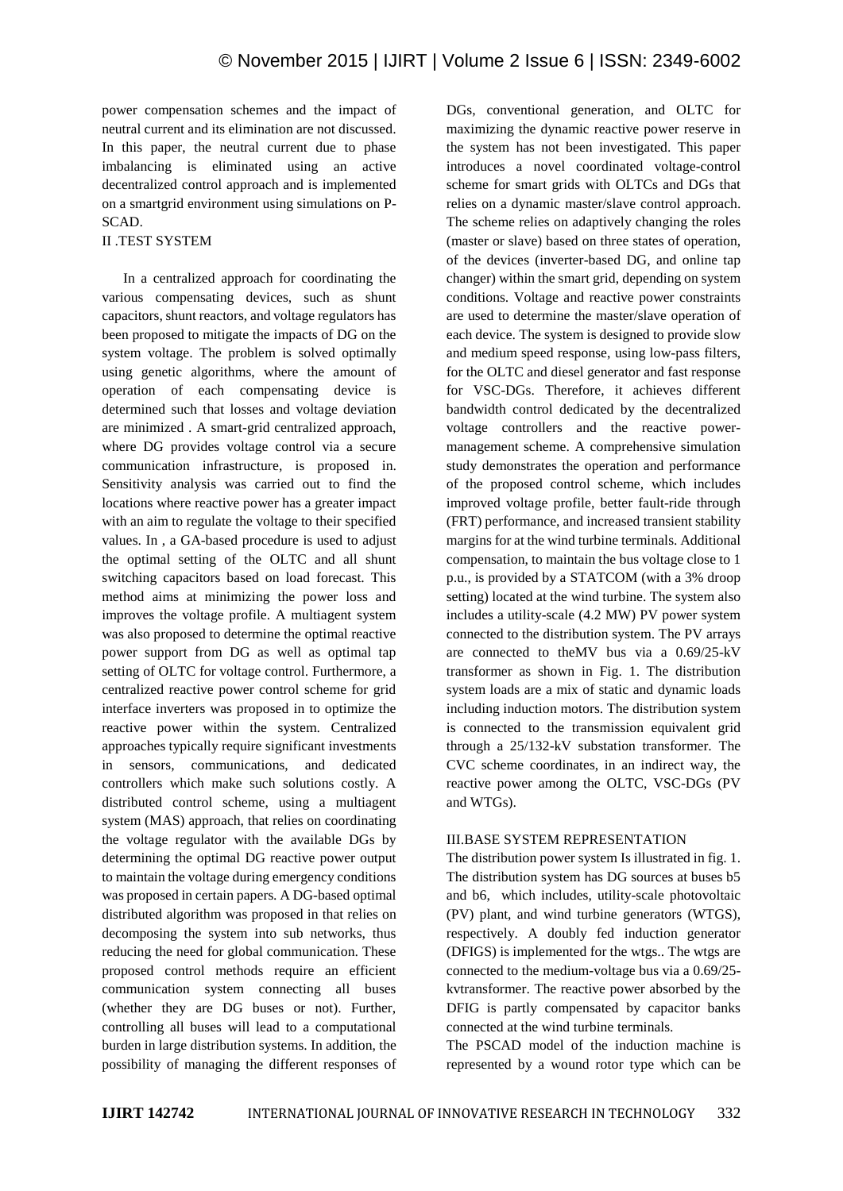power compensation schemes and the impact of neutral current and its elimination are not discussed. In this paper, the neutral current due to phase imbalancing is eliminated using an active decentralized control approach and is implemented on a smartgrid environment using simulations on P-SCAD.

## II .TEST SYSTEM

In a centralized approach for coordinating the various compensating devices, such as shunt capacitors, shunt reactors, and voltage regulators has been proposed to mitigate the impacts of DG on the system voltage. The problem is solved optimally using genetic algorithms, where the amount of operation of each compensating device is determined such that losses and voltage deviation are minimized . A smart-grid centralized approach, where DG provides voltage control via a secure communication infrastructure, is proposed in. Sensitivity analysis was carried out to find the locations where reactive power has a greater impact with an aim to regulate the voltage to their specified values. In , a GA-based procedure is used to adjust the optimal setting of the OLTC and all shunt switching capacitors based on load forecast. This method aims at minimizing the power loss and improves the voltage profile. A multiagent system was also proposed to determine the optimal reactive power support from DG as well as optimal tap setting of OLTC for voltage control. Furthermore, a centralized reactive power control scheme for grid interface inverters was proposed in to optimize the reactive power within the system. Centralized approaches typically require significant investments in sensors, communications, and dedicated controllers which make such solutions costly. A distributed control scheme, using a multiagent system (MAS) approach, that relies on coordinating the voltage regulator with the available DGs by determining the optimal DG reactive power output to maintain the voltage during emergency conditions was proposed in certain papers. A DG-based optimal distributed algorithm was proposed in that relies on decomposing the system into sub networks, thus reducing the need for global communication. These proposed control methods require an efficient communication system connecting all buses (whether they are DG buses or not). Further, controlling all buses will lead to a computational burden in large distribution systems. In addition, the possibility of managing the different responses of DGs, conventional generation, and OLTC for maximizing the dynamic reactive power reserve in the system has not been investigated. This paper introduces a novel coordinated voltage-control scheme for smart grids with OLTCs and DGs that relies on a dynamic master/slave control approach. The scheme relies on adaptively changing the roles (master or slave) based on three states of operation, of the devices (inverter-based DG, and online tap changer) within the smart grid, depending on system conditions. Voltage and reactive power constraints are used to determine the master/slave operation of each device. The system is designed to provide slow and medium speed response, using low-pass filters, for the OLTC and diesel generator and fast response for VSC-DGs. Therefore, it achieves different bandwidth control dedicated by the decentralized voltage controllers and the reactive power-management scheme. A comprehensive simulation study demonstrates the operation and performance of the proposed control scheme, which includes improved voltage profile, better fault-ride through (FRT) performance, and increased transient stability margins for at the wind turbine terminals. Additional compensation, to maintain the bus voltage close to 1 p.u., is provided by a STATCOM (with a 3% droop setting) located at the wind turbine. The system also includes a utility-scale (4.2 MW) PV power system connected to the distribution system. The PV arrays are connected to theMV bus via a 0.69/25-kV transformer as shown in Fig. 1. The distribution system loads are a mix of static and dynamic loads including induction motors. The distribution system is connected to the transmission equivalent grid through a 25/132-kV substation transformer. The CVC scheme coordinates, in an indirect way, the reactive power among the OLTC, VSC-DGs (PV and WTGs).

## III.BASE SYSTEM REPRESENTATION

The distribution power system Is illustrated in fig. 1. The distribution system has DG sources at buses b5 and b6, which includes, utility-scale photovoltaic (PV) plant, and wind turbine generators (WTGS), respectively. A doubly fed induction generator (DFIGS) is implemented for the wtgs.. The wtgs are connected to the medium-voltage bus via a 0.69/25-kvtransformer. The reactive power absorbed by the DFIG is partly compensated by capacitor banks connected at the wind turbine terminals.

The PSCAD model of the induction machine is represented by a wound rotor type which can be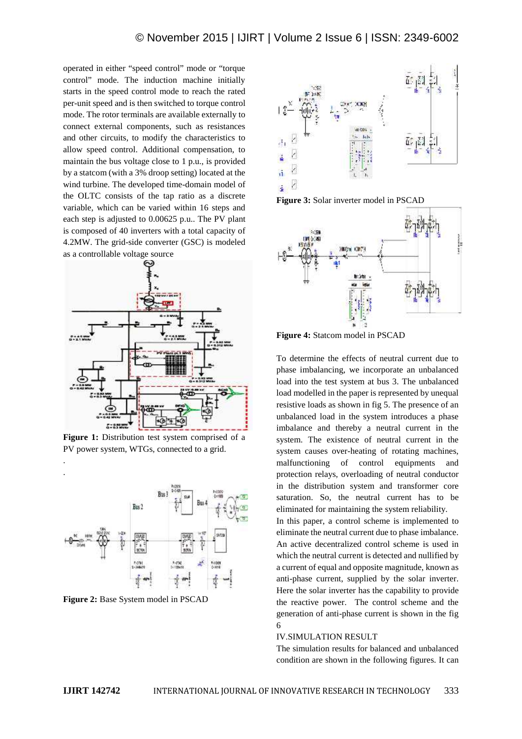operated in either "speed control" mode or "torque control" mode. The induction machine initially starts in the speed control mode to reach the rated per-unit speed and is then switched to torque control mode. The rotor terminals are available externally to connect external components, such as resistances and other circuits, to modify the characteristics to allow speed control. Additional compensation, to maintain the bus voltage close to 1 p.u., is provided by a statcom (with a 3% droop setting) located at the wind turbine. The developed time-domain model of the OLTC consists of the tap ratio as a discrete variable, which can be varied within 16 steps and each step is adjusted to 0.00625 p.u.. The PV plant is composed of 40 inverters with a total capacity of 4.2MW. The grid-side converter (GSC) is modeled as a controllable voltage source

**Figure 1:** Distribution test system comprised of a PV power system, WTGs, connected to a grid.

**Figure 2:** Base System model in PSCAD

**Figure 3:** Solar inverter model in PSCAD

**Figure 4:** Statcom model in PSCAD

To determine the effects of neutral current due to phase imbalancing, we incorporate an unbalanced load into the test system at bus 3. The unbalanced load modelled in the paper is represented by unequal resistive loads as shown in fig 5. The presence of an unbalanced load in the system introduces a phase imbalance and thereby a neutral current in the system. The existence of neutral current in the system causes over-heating of rotating machines, malfunctioning of control equipments and protection relays, overloading of neutral conductor in the distribution system and transformer core saturation. So, the neutral current has to be eliminated for maintaining the system reliability.

In this paper, a control scheme is implemented to eliminate the neutral current due to phase imbalance. An active decentralized control scheme is used in which the neutral current is detected and nullified by a current of equal and opposite magnitude, known as anti-phase current, supplied by the solar inverter. Here the solar inverter has the capability to provide the reactive power. The control scheme and the generation of anti-phase current is shown in the fig 6

## IV.SIMULATION RESULT

The simulation results for balanced and unbalanced condition are shown in the following figures. It can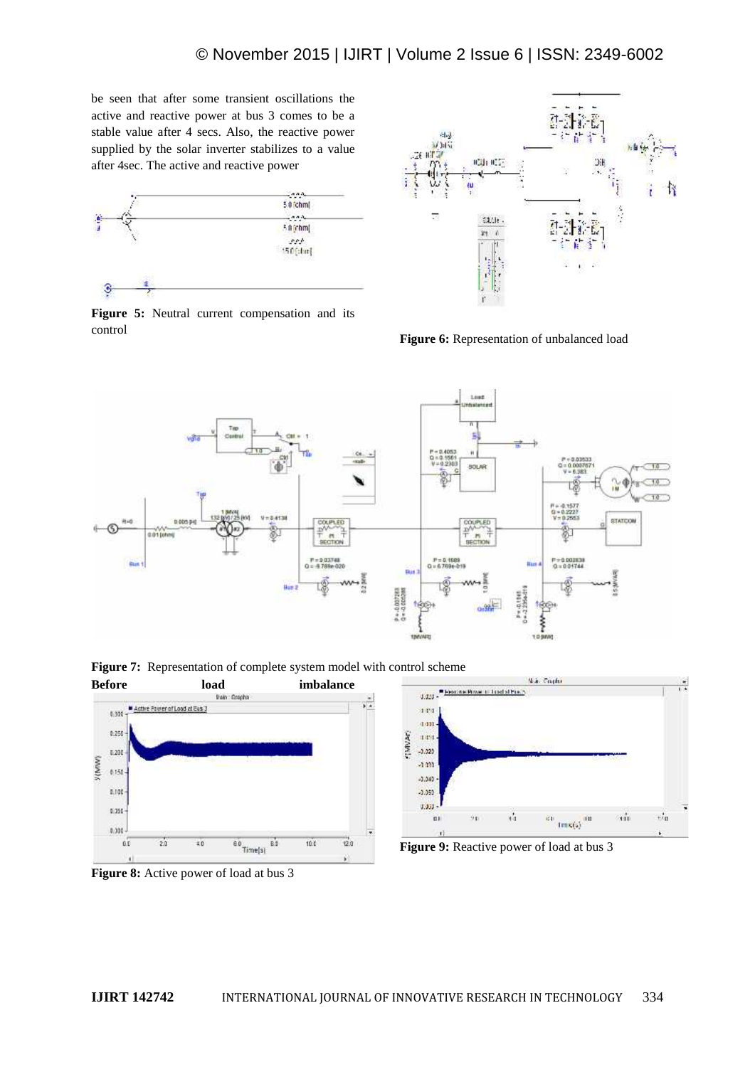be seen that after some transient oscillations the active and reactive power at bus 3 comes to be a stable value after 4 secs. Also, the reactive power supplied by the solar inverter stabilizes to a value after 4sec. The active and reactive power

**Figure 5:** Neutral current compensation and its control

**Figure 6:** Representation of unbalanced load

**Figure 7:** Representation of complete system model with control scheme

**Before load imbalance**

**Figure 8:** Active power of load at bus 3

**Figure 9:** Reactive power of load at bus 3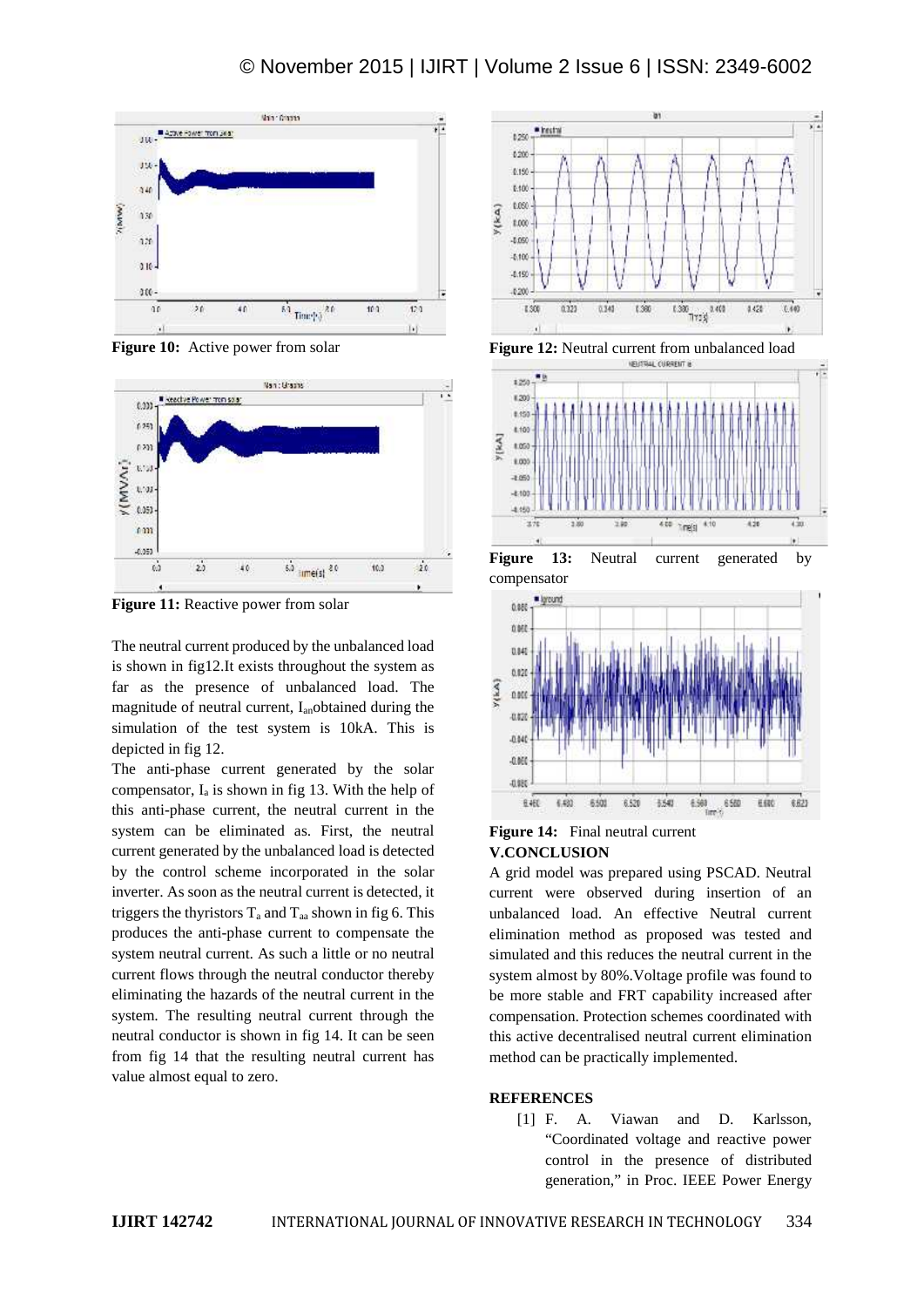Figure 10: Active power from solar

Figure 11: Reactive power from solar

The neutral current produced by the unbalanced load is shown in fig12.It exists throughout the system as far as the presence of unbalanced load. The magnitude of neutral current, $I_{an}$obtained during the simulation of the test system is 10kA. This is depicted in fig 12.

The anti-phase current generated by the solar compensator, $I_a$ is shown in fig 13. With the help of this anti-phase current, the neutral current in the system can be eliminated as. First, the neutral current generated by the unbalanced load is detected by the control scheme incorporated in the solar inverter. As soon as the neutral current is detected, it triggers the thyristors $T_a$ and $T_{aa}$ shown in fig 6. This produces the anti-phase current to compensate the system neutral current. As such a little or no neutral current flows through the neutral conductor thereby eliminating the hazards of the neutral current in the system. The resulting neutral current through the neutral conductor is shown in fig 14. It can be seen from fig 14 that the resulting neutral current has value almost equal to zero.

Figure 12: Neutral current from unbalanced load

Figure 13: Neutral current generated by compensator

Figure 14: Final neutral current

## V.CONCLUSION

A grid model was prepared using PSCAD. Neutral current were observed during insertion of an unbalanced load. An effective Neutral current elimination method as proposed was tested and simulated and this reduces the neutral current in the system almost by 80%.Voltage profile was found to be more stable and FRT capability increased after compensation. Protection schemes coordinated with this active decentralised neutral current elimination method can be practically implemented.

## REFERENCES

[1] F. A. Viawan and D. Karlsson, "Coordinated voltage and reactive power control in the presence of distributed generation," in Proc. IEEE Power Energy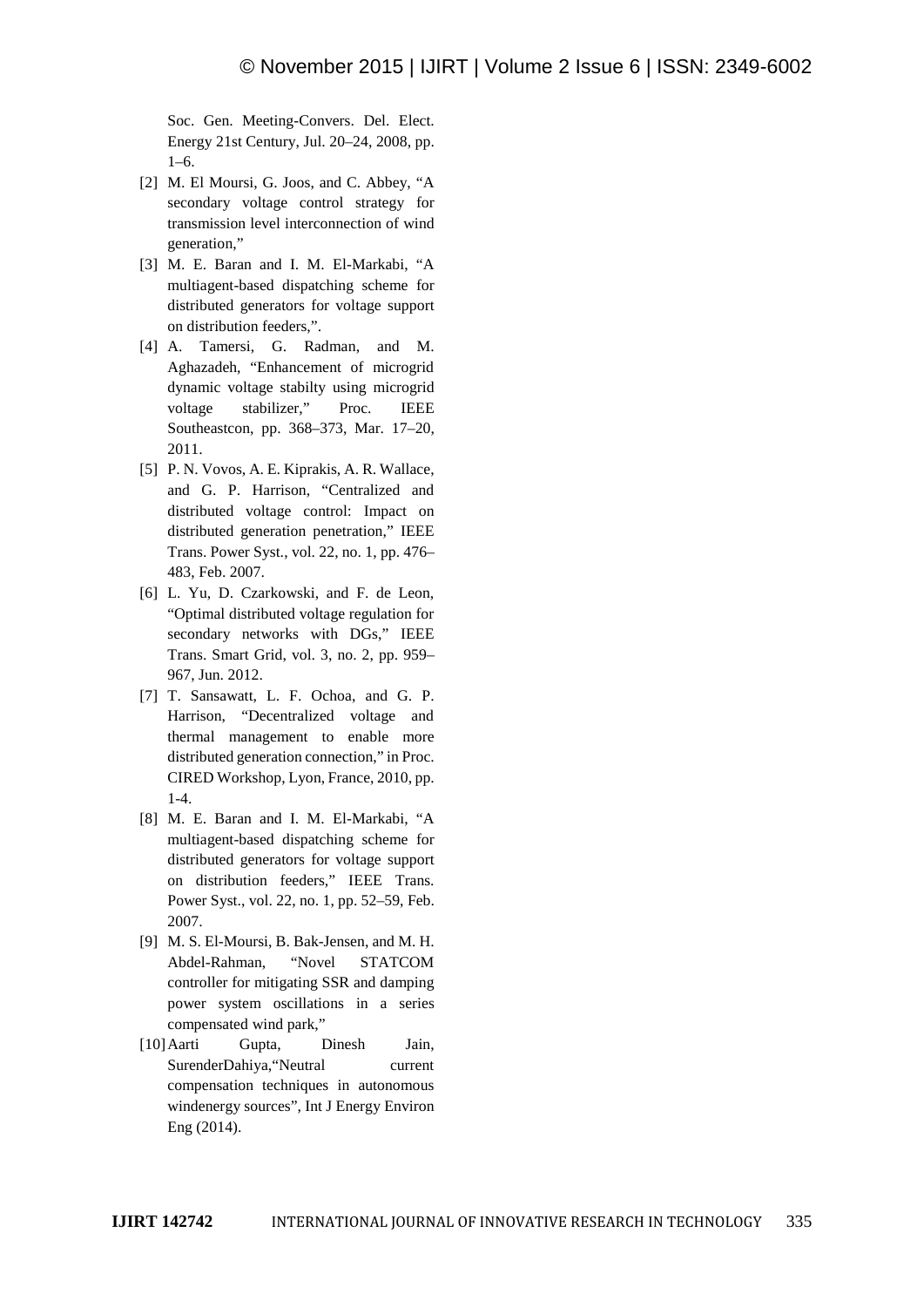Soc. Gen. Meeting-Convers. Del. Elect. Energy 21st Century, Jul. 20–24, 2008, pp. 1–6.

[2] M. El Moursi, G. Joos, and C. Abbey, "A secondary voltage control strategy for transmission level interconnection of wind generation,"

[3] M. E. Baran and I. M. El-Markabi, "A multiagent-based dispatching scheme for distributed generators for voltage support on distribution feeders,".

[4] A. Tamersi, G. Radman, and M. Aghazadeh, "Enhancement of microgrid dynamic voltage stabilty using microgrid voltage stabilizer," Proc. IEEE Southeastcon, pp. 368–373, Mar. 17–20, 2011.

[5] P. N. Vovos, A. E. Kiprakis, A. R. Wallace, and G. P. Harrison, "Centralized and distributed voltage control: Impact on distributed generation penetration," IEEE Trans. Power Syst., vol. 22, no. 1, pp. 476–483, Feb. 2007.

[6] L. Yu, D. Czarkowski, and F. de Leon, "Optimal distributed voltage regulation for secondary networks with DGs," IEEE Trans. Smart Grid, vol. 3, no. 2, pp. 959–967, Jun. 2012.

[7] T. Sansawatt, L. F. Ochoa, and G. P. Harrison, "Decentralized voltage and thermal management to enable more distributed generation connection," in Proc. CIRED Workshop, Lyon, France, 2010, pp. 1-4.

[8] M. E. Baran and I. M. El-Markabi, "A multiagent-based dispatching scheme for distributed generators for voltage support on distribution feeders," IEEE Trans. Power Syst., vol. 22, no. 1, pp. 52–59, Feb. 2007.

[9] M. S. El-Moursi, B. Bak-Jensen, and M. H. Abdel-Rahman, "Novel STATCOM controller for mitigating SSR and damping power system oscillations in a series compensated wind park,"

[10] Aarti Gupta, Dinesh Jain, SurenderDahiya,"Neutral current compensation techniques in autonomous windenergy sources", Int J Energy Environ Eng (2014).